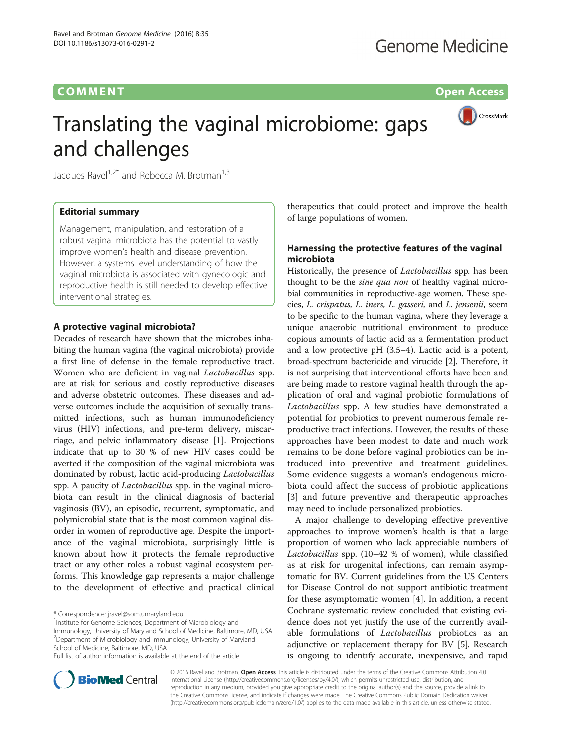COMMENT Open Access

# Translating the vaginal microbiome: gaps and challenges

Jacques Ravel[1,2*] and Rebecca M. Brotman[1,3]

## Editorial summary

Management, manipulation, and restoration of a robust vaginal microbiota has the potential to vastly improve women's health and disease prevention. However, a systems level understanding of how the vaginal microbiota is associated with gynecologic and reproductive health is still needed to develop effective interventional strategies.

## A protective vaginal microbiota?

Decades of research have shown that the microbes inhabiting the human vagina (the vaginal microbiota) provide a first line of defense in the female reproductive tract. Women who are deficient in vaginal *Lactobacillus* spp. are at risk for serious and costly reproductive diseases and adverse obstetric outcomes. These diseases and adverse outcomes include the acquisition of sexually transmitted infections, such as human immunodeficiency virus (HIV) infections, and pre-term delivery, miscarriage, and pelvic inflammatory disease [1]. Projections indicate that up to 30 % of new HIV cases could be averted if the composition of the vaginal microbiota was dominated by robust, lactic acid-producing *Lactobacillus* spp. A paucity of *Lactobacillus* spp. in the vaginal microbiota can result in the clinical diagnosis of bacterial vaginosis (BV), an episodic, recurrent, symptomatic, and polymicrobial state that is the most common vaginal disorder in women of reproductive age. Despite the importance of the vaginal microbiota, surprisingly little is known about how it protects the female reproductive tract or any other roles a robust vaginal ecosystem performs. This knowledge gap represents a major challenge to the development of effective and practical clinical therapeutics that could protect and improve the health of large populations of women.

## Harnessing the protective features of the vaginal microbiota

Historically, the presence of *Lactobacillus* spp. has been thought to be the *sine qua non* of healthy vaginal microbial communities in reproductive-age women. These species, *L. crispatus, L. iners, L. gasseri,* and *L. jensenii*, seem to be specific to the human vagina, where they leverage a unique anaerobic nutritional environment to produce copious amounts of lactic acid as a fermentation product and a low protective pH (3.5–4). Lactic acid is a potent, broad-spectrum bactericide and virucide [2]. Therefore, it is not surprising that interventional efforts have been and are being made to restore vaginal health through the application of oral and vaginal probiotic formulations of *Lactobacillus* spp. A few studies have demonstrated a potential for probiotics to prevent numerous female reproductive tract infections. However, the results of these approaches have been modest to date and much work remains to be done before vaginal probiotics can be introduced into preventive and treatment guidelines. Some evidence suggests a woman's endogenous microbiota could affect the success of probiotic applications [3] and future preventive and therapeutic approaches may need to include personalized probiotics.

A major challenge to developing effective preventive approaches to improve women's health is that a large proportion of women who lack appreciable numbers of *Lactobacillus* spp. (10–42 % of women), while classified as at risk for urogenital infections, can remain asymptomatic for BV. Current guidelines from the US Centers for Disease Control do not support antibiotic treatment for these asymptomatic women [4]. In addition, a recent Cochrane systematic review concluded that existing evidence does not yet justify the use of the currently available formulations of *Lactobacillus* probiotics as an adjunctive or replacement therapy for BV [5]. Research is ongoing to identify accurate, inexpensive, and rapid

\* Correspondence: jravel@som.umaryland.edu
[1]Institute for Genome Sciences, Department of Microbiology and Immunology, University of Maryland School of Medicine, Baltimore, MD, USA
[2]Department of Microbiology and Immunology, University of Maryland School of Medicine, Baltimore, MD, USA
Full list of author information is available at the end of the article

© 2016 Ravel and Brotman. **Open Access** This article is distributed under the terms of the Creative Commons Attribution 4.0 International License (http://creativecommons.org/licenses/by/4.0/), which permits unrestricted use, distribution, and reproduction in any medium, provided you give appropriate credit to the original author(s) and the source, provide a link to the Creative Commons license, and indicate if changes were made. The Creative Commons Public Domain Dedication waiver (http://creativecommons.org/publicdomain/zero/1.0/) applies to the data made available in this article, unless otherwise stated.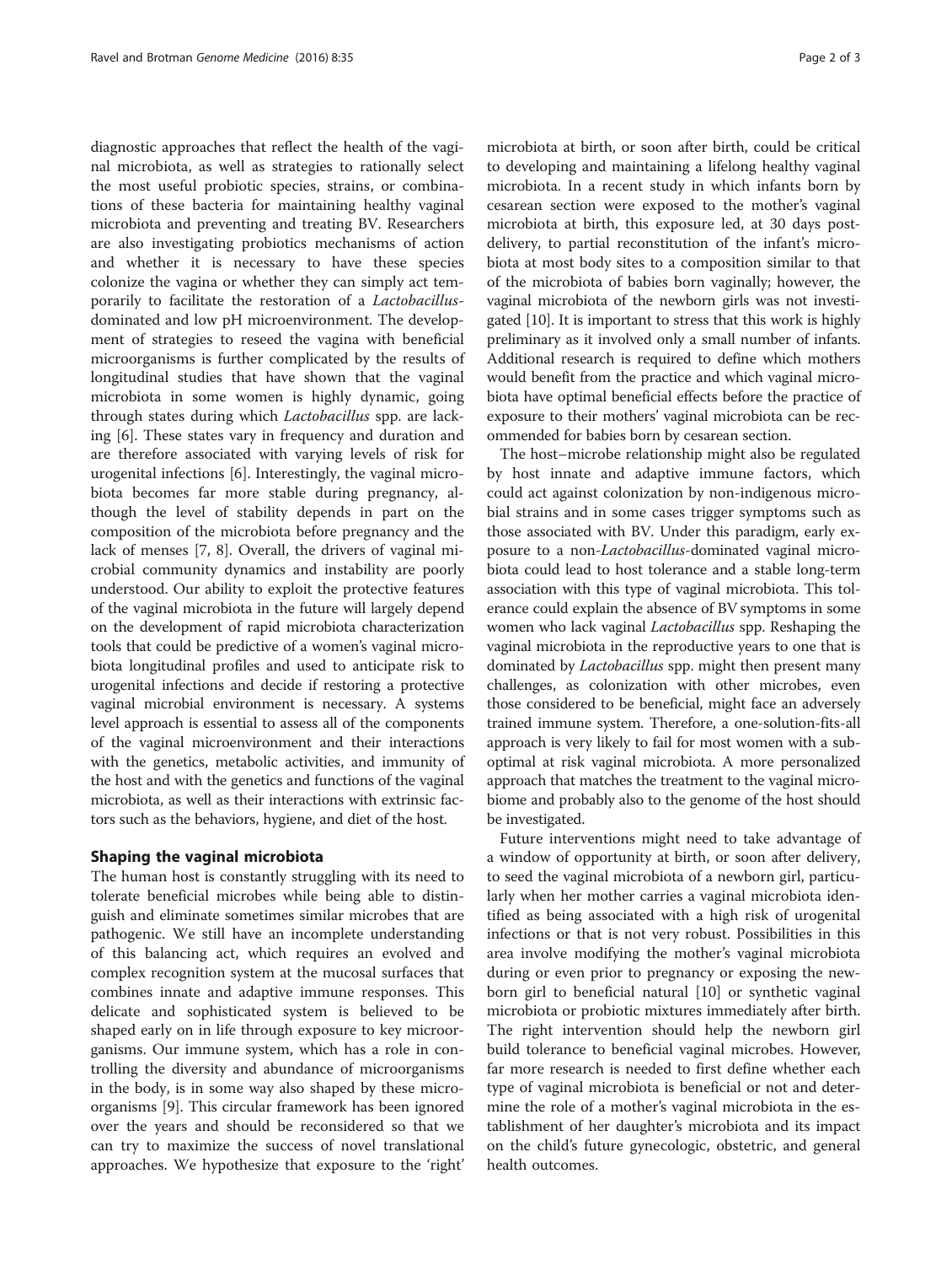diagnostic approaches that reflect the health of the vaginal microbiota, as well as strategies to rationally select the most useful probiotic species, strains, or combinations of these bacteria for maintaining healthy vaginal microbiota and preventing and treating BV. Researchers are also investigating probiotics mechanisms of action and whether it is necessary to have these species colonize the vagina or whether they can simply act temporarily to facilitate the restoration of a *Lactobacillus*-dominated and low pH microenvironment. The development of strategies to reseed the vagina with beneficial microorganisms is further complicated by the results of longitudinal studies that have shown that the vaginal microbiota in some women is highly dynamic, going through states during which *Lactobacillus* spp. are lacking [6]. These states vary in frequency and duration and are therefore associated with varying levels of risk for urogenital infections [6]. Interestingly, the vaginal microbiota becomes far more stable during pregnancy, although the level of stability depends in part on the composition of the microbiota before pregnancy and the lack of menses [7, 8]. Overall, the drivers of vaginal microbial community dynamics and instability are poorly understood. Our ability to exploit the protective features of the vaginal microbiota in the future will largely depend on the development of rapid microbiota characterization tools that could be predictive of a women's vaginal microbiota longitudinal profiles and used to anticipate risk to urogenital infections and decide if restoring a protective vaginal microbial environment is necessary. A systems level approach is essential to assess all of the components of the vaginal microenvironment and their interactions with the genetics, metabolic activities, and immunity of the host and with the genetics and functions of the vaginal microbiota, as well as their interactions with extrinsic factors such as the behaviors, hygiene, and diet of the host.

## Shaping the vaginal microbiota

The human host is constantly struggling with its need to tolerate beneficial microbes while being able to distinguish and eliminate sometimes similar microbes that are pathogenic. We still have an incomplete understanding of this balancing act, which requires an evolved and complex recognition system at the mucosal surfaces that combines innate and adaptive immune responses. This delicate and sophisticated system is believed to be shaped early on in life through exposure to key microorganisms. Our immune system, which has a role in controlling the diversity and abundance of microorganisms in the body, is in some way also shaped by these microorganisms [9]. This circular framework has been ignored over the years and should be reconsidered so that we can try to maximize the success of novel translational approaches. We hypothesize that exposure to the 'right' microbiota at birth, or soon after birth, could be critical to developing and maintaining a lifelong healthy vaginal microbiota. In a recent study in which infants born by cesarean section were exposed to the mother's vaginal microbiota at birth, this exposure led, at 30 days post-delivery, to partial reconstitution of the infant's microbiota at most body sites to a composition similar to that of the microbiota of babies born vaginally; however, the vaginal microbiota of the newborn girls was not investigated [10]. It is important to stress that this work is highly preliminary as it involved only a small number of infants. Additional research is required to define which mothers would benefit from the practice and which vaginal microbiota have optimal beneficial effects before the practice of exposure to their mothers' vaginal microbiota can be recommended for babies born by cesarean section.

The host–microbe relationship might also be regulated by host innate and adaptive immune factors, which could act against colonization by non-indigenous microbial strains and in some cases trigger symptoms such as those associated with BV. Under this paradigm, early exposure to a non-*Lactobacillus*-dominated vaginal microbiota could lead to host tolerance and a stable long-term association with this type of vaginal microbiota. This tolerance could explain the absence of BV symptoms in some women who lack vaginal *Lactobacillus* spp. Reshaping the vaginal microbiota in the reproductive years to one that is dominated by *Lactobacillus* spp. might then present many challenges, as colonization with other microbes, even those considered to be beneficial, might face an adversely trained immune system. Therefore, a one-solution-fits-all approach is very likely to fail for most women with a suboptimal at risk vaginal microbiota. A more personalized approach that matches the treatment to the vaginal microbiome and probably also to the genome of the host should be investigated.

Future interventions might need to take advantage of a window of opportunity at birth, or soon after delivery, to seed the vaginal microbiota of a newborn girl, particularly when her mother carries a vaginal microbiota identified as being associated with a high risk of urogenital infections or that is not very robust. Possibilities in this area involve modifying the mother's vaginal microbiota during or even prior to pregnancy or exposing the newborn girl to beneficial natural [10] or synthetic vaginal microbiota or probiotic mixtures immediately after birth. The right intervention should help the newborn girl build tolerance to beneficial vaginal microbes. However, far more research is needed to first define whether each type of vaginal microbiota is beneficial or not and determine the role of a mother's vaginal microbiota in the establishment of her daughter's microbiota and its impact on the child's future gynecologic, obstetric, and general health outcomes.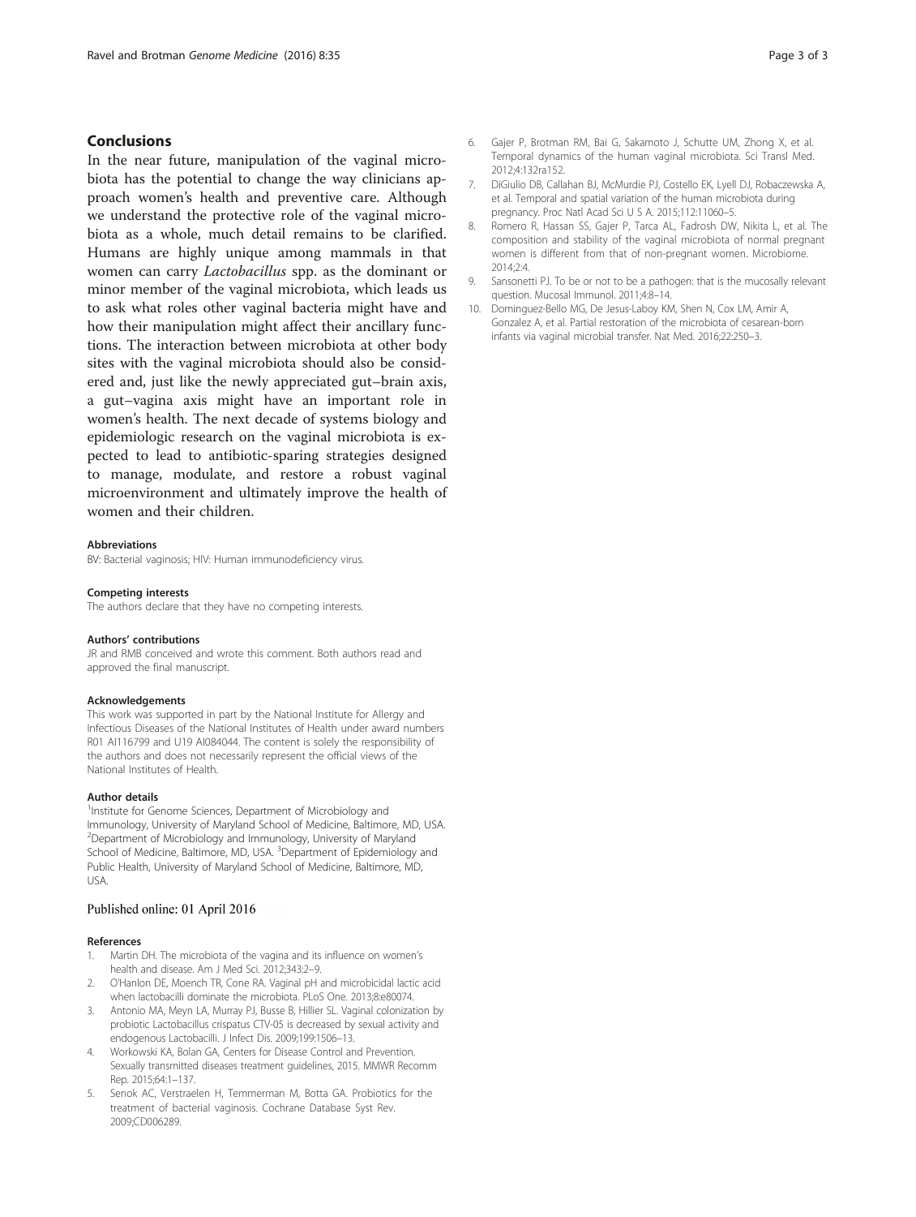## Conclusions

In the near future, manipulation of the vaginal microbiota has the potential to change the way clinicians approach women's health and preventive care. Although we understand the protective role of the vaginal microbiota as a whole, much detail remains to be clarified. Humans are highly unique among mammals in that women can carry *Lactobacillus* spp. as the dominant or minor member of the vaginal microbiota, which leads us to ask what roles other vaginal bacteria might have and how their manipulation might affect their ancillary functions. The interaction between microbiota at other body sites with the vaginal microbiota should also be considered and, just like the newly appreciated gut–brain axis, a gut–vagina axis might have an important role in women's health. The next decade of systems biology and epidemiologic research on the vaginal microbiota is expected to lead to antibiotic-sparing strategies designed to manage, modulate, and restore a robust vaginal microenvironment and ultimately improve the health of women and their children.

#### Abbreviations

BV: Bacterial vaginosis; HIV: Human immunodeficiency virus.

#### Competing interests

The authors declare that they have no competing interests.

#### Authors' contributions

JR and RMB conceived and wrote this comment. Both authors read and approved the final manuscript.

#### Acknowledgements

This work was supported in part by the National Institute for Allergy and Infectious Diseases of the National Institutes of Health under award numbers R01 AI116799 and U19 AI084044. The content is solely the responsibility of the authors and does not necessarily represent the official views of the National Institutes of Health.

#### Author details

[1]Institute for Genome Sciences, Department of Microbiology and Immunology, University of Maryland School of Medicine, Baltimore, MD, USA. [2]Department of Microbiology and Immunology, University of Maryland School of Medicine, Baltimore, MD, USA. [3]Department of Epidemiology and Public Health, University of Maryland School of Medicine, Baltimore, MD, USA.

Published online: 01 April 2016

#### References

1. Martin DH. The microbiota of the vagina and its influence on women's health and disease. Am J Med Sci. 2012;343:2–9.
2. O'Hanlon DE, Moench TR, Cone RA. Vaginal pH and microbicidal lactic acid when lactobacilli dominate the microbiota. PLoS One. 2013;8:e80074.
3. Antonio MA, Meyn LA, Murray PJ, Busse B, Hillier SL. Vaginal colonization by probiotic Lactobacillus crispatus CTV-05 is decreased by sexual activity and endogenous Lactobacilli. J Infect Dis. 2009;199:1506–13.
4. Workowski KA, Bolan GA, Centers for Disease Control and Prevention. Sexually transmitted diseases treatment guidelines, 2015. MMWR Recomm Rep. 2015;64:1–137.
5. Senok AC, Verstraelen H, Temmerman M, Botta GA. Probiotics for the treatment of bacterial vaginosis. Cochrane Database Syst Rev. 2009;CD006289.
6. Gajer P, Brotman RM, Bai G, Sakamoto J, Schutte UM, Zhong X, et al. Temporal dynamics of the human vaginal microbiota. Sci Transl Med. 2012;4:132ra152.
7. DiGiulio DB, Callahan BJ, McMurdie PJ, Costello EK, Lyell DJ, Robaczewska A, et al. Temporal and spatial variation of the human microbiota during pregnancy. Proc Natl Acad Sci U S A. 2015;112:11060–5.
8. Romero R, Hassan SS, Gajer P, Tarca AL, Fadrosh DW, Nikita L, et al. The composition and stability of the vaginal microbiota of normal pregnant women is different from that of non-pregnant women. Microbiome. 2014;2:4.
9. Sansonetti PJ. To be or not to be a pathogen: that is the mucosally relevant question. Mucosal Immunol. 2011;4:8–14.
10. Dominguez-Bello MG, De Jesus-Laboy KM, Shen N, Cox LM, Amir A, Gonzalez A, et al. Partial restoration of the microbiota of cesarean-born infants via vaginal microbial transfer. Nat Med. 2016;22:250–3.